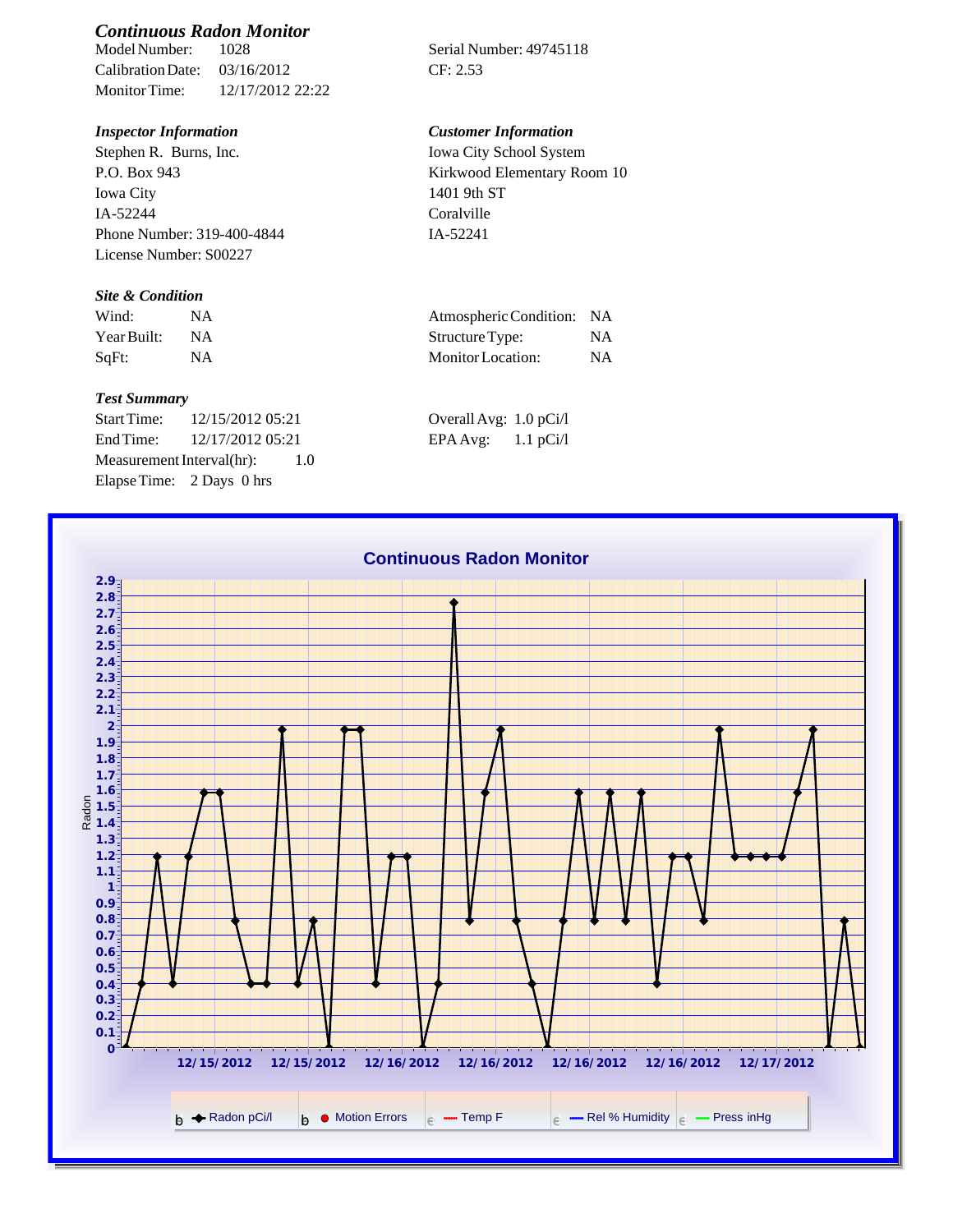## *Continuous Radon Monitor*

Model Number: 1028
Calibration Date: 03/16/2012
Monitor Time: 12/17/2012 22:22

Serial Number: 49745118
CF: 2.53

### *Inspector Information*

Stephen R. Burns, Inc.
P.O. Box 943
Iowa City
IA-52244
Phone Number: 319-400-4844
License Number: S00227

### *Customer Information*

Iowa City School System
Kirkwood Elementary Room 10
1401 9th ST
Coralville
IA-52241

### *Site & Condition*

| | | | |
|---|---|---|---|
| Wind: | NA | Atmospheric Condition: | NA |
| Year Built: | NA | Structure Type: | NA |
| SqFt: | NA | Monitor Location: | NA |

### *Test Summary*

Start Time: 12/15/2012 05:21
End Time: 12/17/2012 05:21
Measurement Interval(hr): 1.0
Elapse Time: 2 Days 0 hrs

Overall Avg: 1.0 pCi/l
EPA Avg: 1.1 pCi/l

**Continuous Radon Monitor**

Legend: Radon pCi/l, Motion Errors, Temp F, Rel % Humidity, Press inHg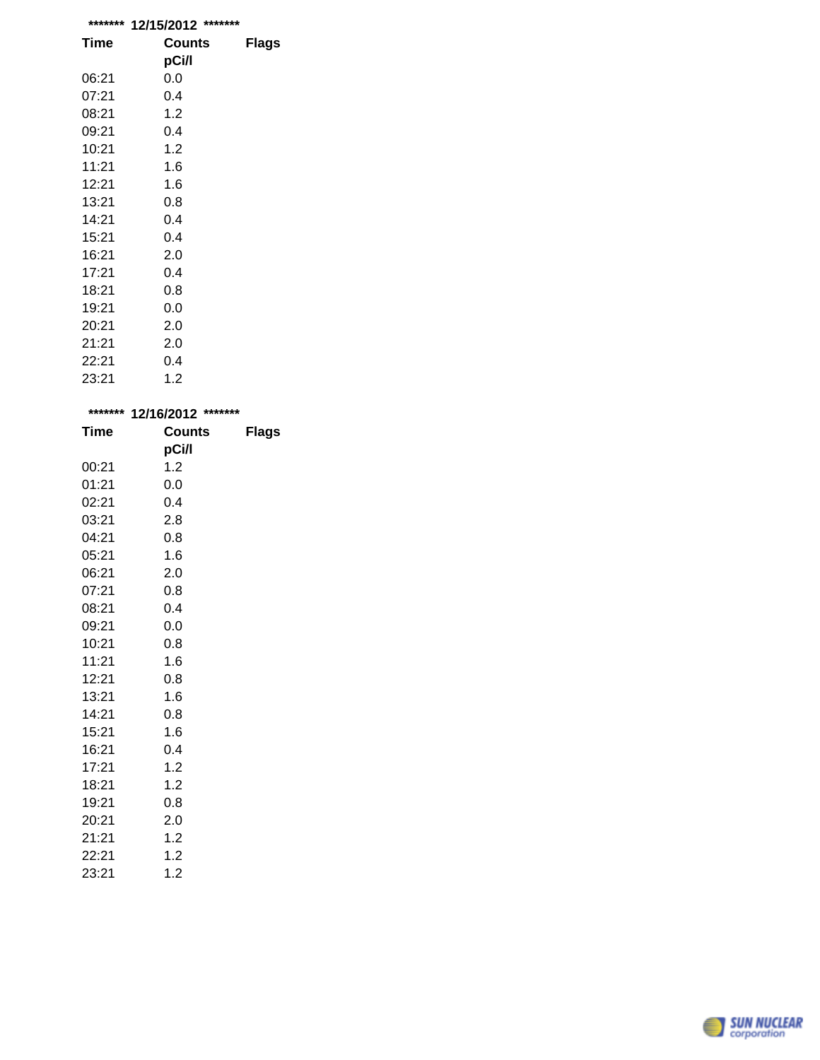******* 12/15/2012 *******

| Time | Counts pCi/l | Flags |
|---|---|---|
| 06:21 | 0.0 | |
| 07:21 | 0.4 | |
| 08:21 | 1.2 | |
| 09:21 | 0.4 | |
| 10:21 | 1.2 | |
| 11:21 | 1.6 | |
| 12:21 | 1.6 | |
| 13:21 | 0.8 | |
| 14:21 | 0.4 | |
| 15:21 | 0.4 | |
| 16:21 | 2.0 | |
| 17:21 | 0.4 | |
| 18:21 | 0.8 | |
| 19:21 | 0.0 | |
| 20:21 | 2.0 | |
| 21:21 | 2.0 | |
| 22:21 | 0.4 | |
| 23:21 | 1.2 | |

******* 12/16/2012 *******

| Time | Counts pCi/l | Flags |
|---|---|---|
| 00:21 | 1.2 | |
| 01:21 | 0.0 | |
| 02:21 | 0.4 | |
| 03:21 | 2.8 | |
| 04:21 | 0.8 | |
| 05:21 | 1.6 | |
| 06:21 | 2.0 | |
| 07:21 | 0.8 | |
| 08:21 | 0.4 | |
| 09:21 | 0.0 | |
| 10:21 | 0.8 | |
| 11:21 | 1.6 | |
| 12:21 | 0.8 | |
| 13:21 | 1.6 | |
| 14:21 | 0.8 | |
| 15:21 | 1.6 | |
| 16:21 | 0.4 | |
| 17:21 | 1.2 | |
| 18:21 | 1.2 | |
| 19:21 | 0.8 | |
| 20:21 | 2.0 | |
| 21:21 | 1.2 | |
| 22:21 | 1.2 | |
| 23:21 | 1.2 | |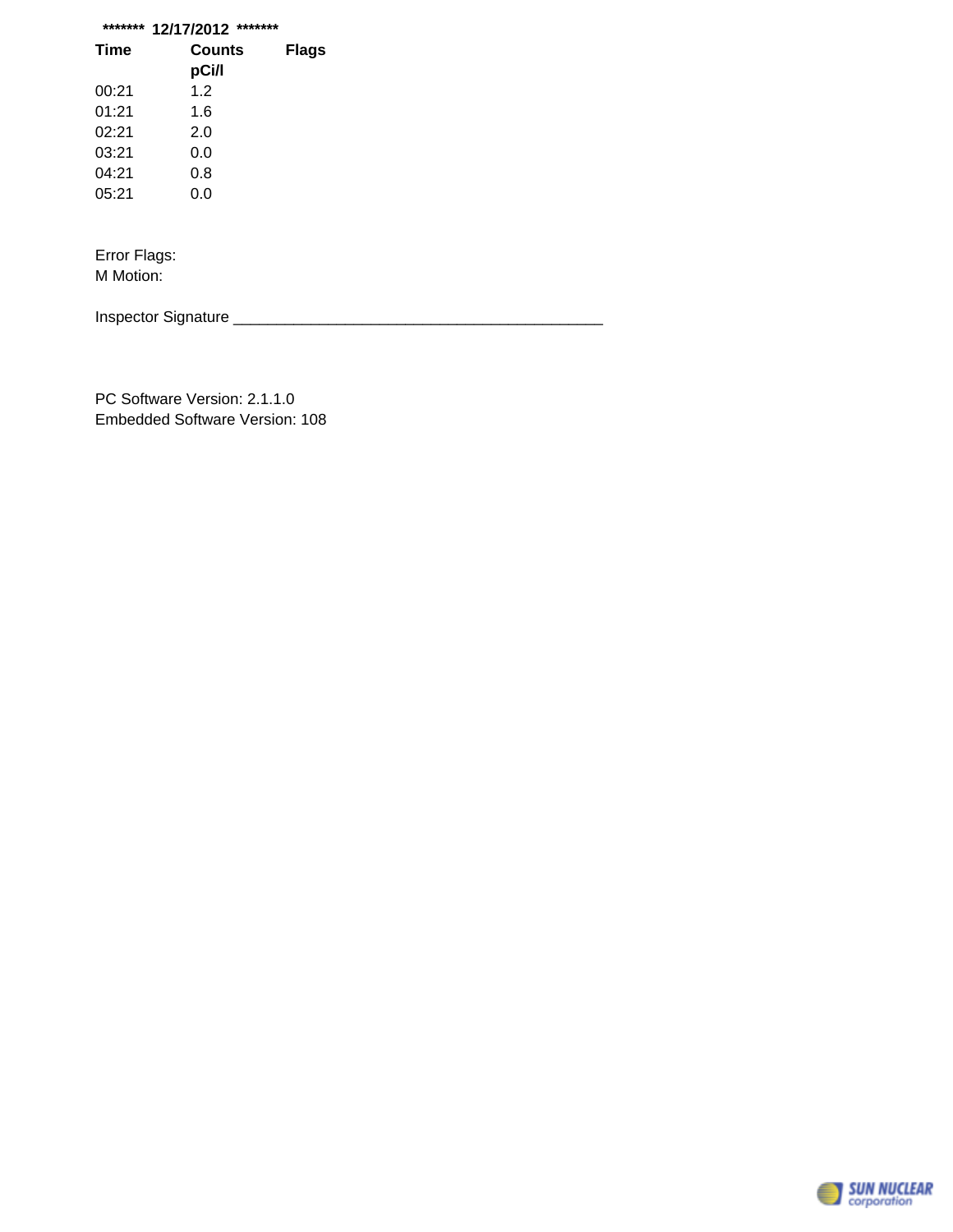**\*\*\*\*\*\*\* 12/17/2012 \*\*\*\*\*\*\***

| Time | Counts pCi/l | Flags |
|---|---|---|
| 00:21 | 1.2 | |
| 01:21 | 1.6 | |
| 02:21 | 2.0 | |
| 03:21 | 0.0 | |
| 04:21 | 0.8 | |
| 05:21 | 0.0 | |

Error Flags:
M Motion:

Inspector Signature ___________________________________________

PC Software Version: 2.1.1.0
Embedded Software Version: 108

SUN NUCLEAR corporation